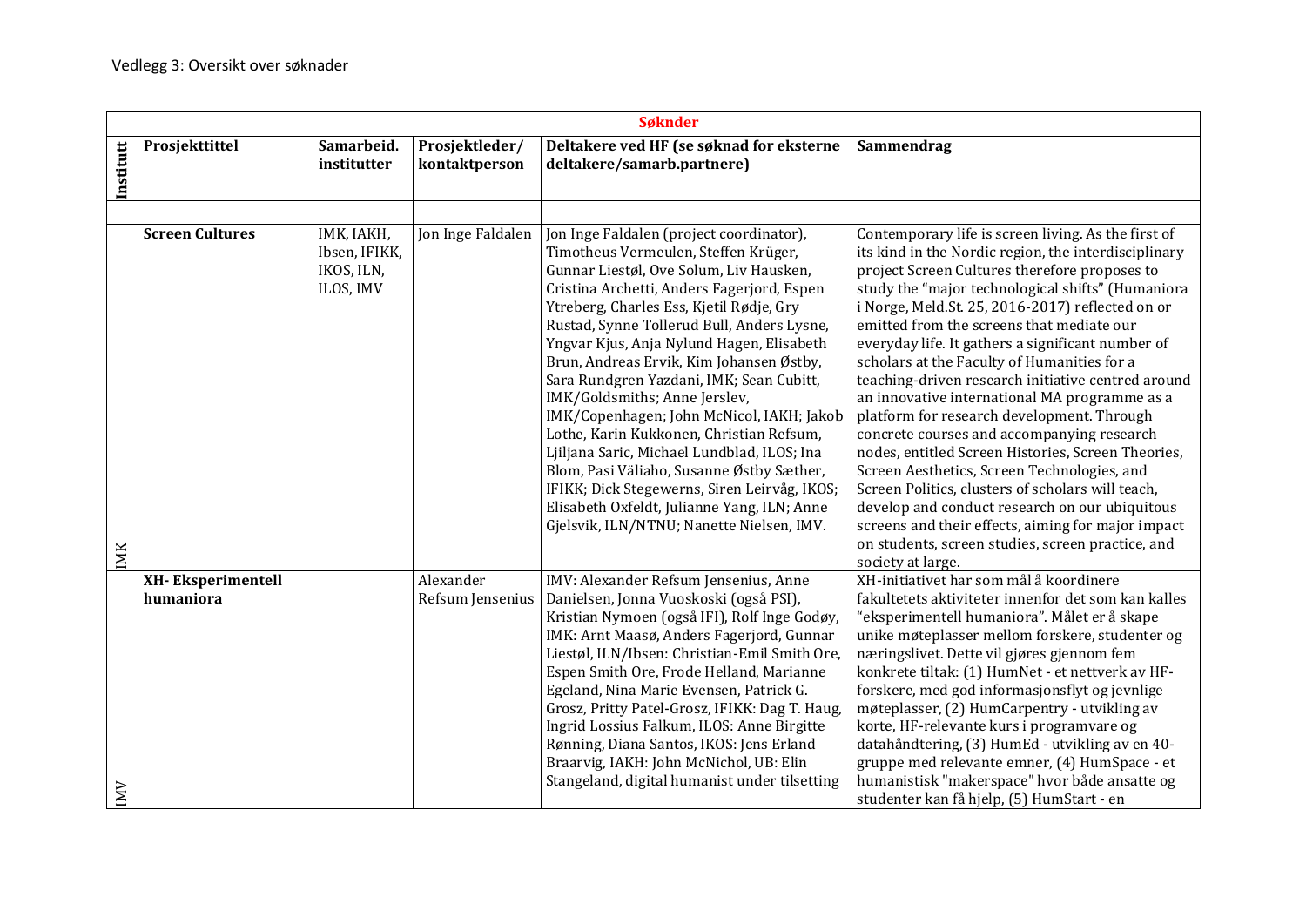Vedlegg 3: Oversikt over søknader

| | Søknder | | | | |
|---|---|---|---|---|---|
| Institutt | Prosjekttittel | Samarbeid. institutter | Prosjektleder/ kontaktperson | Deltakere ved HF (se søknad for eksterne deltakere/samarb.partnere) | Sammendrag |
| | | | | | |
| IMK | **Screen Cultures** | IMK, IAKH, Ibsen, IFIKK, IKOS, ILN, ILOS, IMV | Jon Inge Faldalen | Jon Inge Faldalen (project coordinator), Timotheus Vermeulen, Steffen Krüger, Gunnar Liestøl, Ove Solum, Liv Hausken, Cristina Archetti, Anders Fagerjord, Espen Ytreberg, Charles Ess, Kjetil Rødje, Gry Rustad, Synne Tollerud Bull, Anders Lysne, Yngvar Kjus, Anja Nylund Hagen, Elisabeth Brun, Andreas Ervik, Kim Johansen Østby, Sara Rundgren Yazdani, IMK; Sean Cubitt, IMK/Goldsmiths; Anne Jerslev, IMK/Copenhagen; John McNicol, IAKH; Jakob Lothe, Karin Kukkonen, Christian Refsum, Ljiljana Saric, Michael Lundblad, ILOS; Ina Blom, Pasi Väliaho, Susanne Østby Sæther, IFIKK; Dick Stegewerns, Siren Leirvåg, IKOS; Elisabeth Oxfeldt, Julianne Yang, ILN; Anne Gjelsvik, ILN/NTNU; Nanette Nielsen, IMV. | Contemporary life is screen living. As the first of its kind in the Nordic region, the interdisciplinary project Screen Cultures therefore proposes to study the "major technological shifts" (Humaniora i Norge, Meld.St. 25, 2016-2017) reflected on or emitted from the screens that mediate our everyday life. It gathers a significant number of scholars at the Faculty of Humanities for a teaching-driven research initiative centred around an innovative international MA programme as a platform for research development. Through concrete courses and accompanying research nodes, entitled Screen Histories, Screen Theories, Screen Aesthetics, Screen Technologies, and Screen Politics, clusters of scholars will teach, develop and conduct research on our ubiquitous screens and their effects, aiming for major impact on students, screen studies, screen practice, and society at large. |
| IMV | **XH- Eksperimentell humaniora** | | Alexander Refsum Jensenius | IMV: Alexander Refsum Jensenius, Anne Danielsen, Jonna Vuoskoski (også PSI), Kristian Nymoen (også IFI), Rolf Inge Godøy, IMK: Arnt Maasø, Anders Fagerjord, Gunnar Liestøl, ILN/Ibsen: Christian-Emil Smith Ore, Espen Smith Ore, Frode Helland, Marianne Egeland, Nina Marie Evensen, Patrick G. Grosz, Pritty Patel-Grosz, IFIKK: Dag T. Haug, Ingrid Lossius Falkum, ILOS: Anne Birgitte Rønning, Diana Santos, IKOS: Jens Erland Braarvig, IAKH: John McNichol, UB: Elin Stangeland, digital humanist under tilsetting | XH-initiativet har som mål å koordinere fakultetets aktiviteter innenfor det som kan kalles "eksperimentell humaniora". Målet er å skape unike møteplasser mellom forskere, studenter og næringslivet. Dette vil gjøres gjennom fem konkrete tiltak: (1) HumNet - et nettverk av HF-forskere, med god informasjonsflyt og jevnlige møteplasser, (2) HumCarpentry - utvikling av korte, HF-relevante kurs i programvare og datahåndtering, (3) HumEd - utvikling av en 40-gruppe med relevante emner, (4) HumSpace - et humanistisk "makerspace" hvor både ansatte og studenter kan få hjelp, (5) HumStart - en |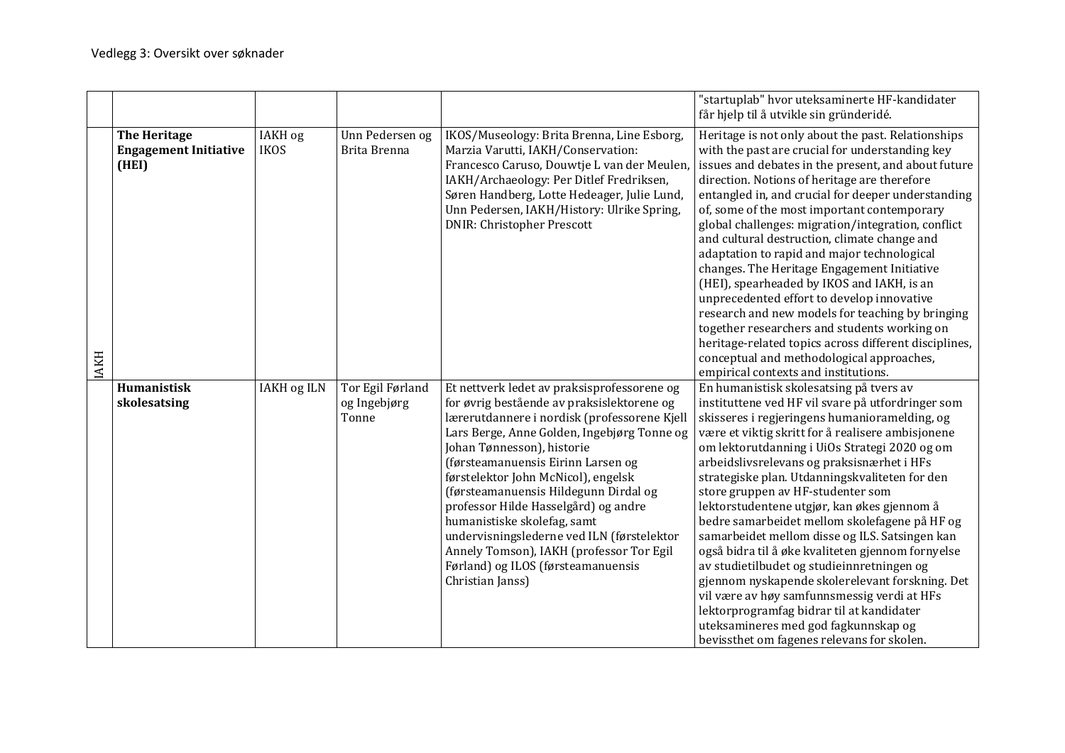Vedlegg 3: Oversikt over søknader

| | | | | | |
|---|---|---|---|---|---|
| | | | | | "startuplab" hvor uteksaminerte HF-kandidater får hjelp til å utvikle sin gründeridé. |
| IAKH | **The Heritage Engagement Initiative (HEI)** | IAKH og IKOS | Unn Pedersen og Brita Brenna | IKOS/Museology: Brita Brenna, Line Esborg, Marzia Varutti, IAKH/Conservation: Francesco Caruso, Douwtje L van der Meulen, IAKH/Archaeology: Per Ditlef Fredriksen, Søren Handberg, Lotte Hedeager, Julie Lund, Unn Pedersen, IAKH/History: Ulrike Spring, DNIR: Christopher Prescott | Heritage is not only about the past. Relationships with the past are crucial for understanding key issues and debates in the present, and about future direction. Notions of heritage are therefore entangled in, and crucial for deeper understanding of, some of the most important contemporary global challenges: migration/integration, conflict and cultural destruction, climate change and adaptation to rapid and major technological changes. The Heritage Engagement Initiative (HEI), spearheaded by IKOS and IAKH, is an unprecedented effort to develop innovative research and new models for teaching by bringing together researchers and students working on heritage-related topics across different disciplines, conceptual and methodological approaches, empirical contexts and institutions. |
| | **Humanistisk skolesatsing** | IAKH og ILN | Tor Egil Førland og Ingebjørg Tonne | Et nettverk ledet av praksisprofessorene og for øvrig bestående av praksislektorene og lærerutdannere i nordisk (professorene Kjell Lars Berge, Anne Golden, Ingebjørg Tonne og Johan Tønnesson), historie (førsteamanuensis Eirinn Larsen og førstelektor John McNicol), engelsk (førsteamanuensis Hildegunn Dirdal og professor Hilde Hasselgård) og andre humanistiske skolefag, samt undervisningslederne ved ILN (førstelektor Annely Tomson), IAKH (professor Tor Egil Førland) og ILOS (førsteamanuensis Christian Janss) | En humanistisk skolesatsing på tvers av instituttene ved HF vil svare på utfordringer som skisseres i regjeringens humanioramelding, og være et viktig skritt for å realisere ambisjonene om lektorutdanning i UiOs Strategi 2020 og om arbeidslivsrelevans og praksisnærhet i HFs strategiske plan. Utdanningskvaliteten for den store gruppen av HF-studenter som lektorstudentene utgjør, kan økes gjennom å bedre samarbeidet mellom skolefagene på HF og samarbeidet mellom disse og ILS. Satsingen kan også bidra til å øke kvaliteten gjennom fornyelse av studietilbudet og studieinnretningen og gjennom nyskapende skolerelevant forskning. Det vil være av høy samfunnsmessig verdi at HFs lektorprogramfag bidrar til at kandidater uteksamineres med god fagkunnskap og bevissthet om fagenes relevans for skolen. |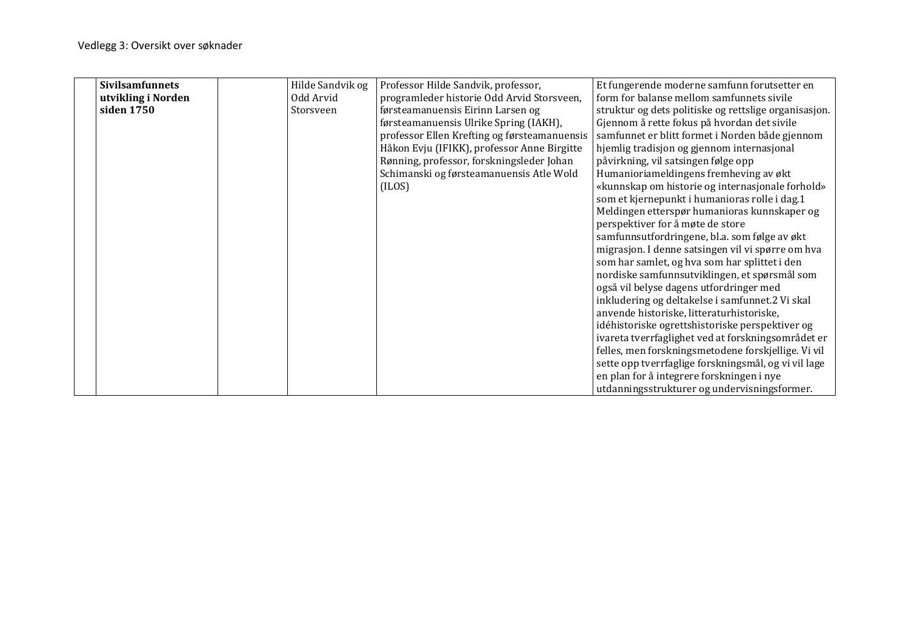| | | | | | |
|---|---|---|---|---|---|
| | **Sivilsamfunnets utvikling i Norden siden 1750** | | Hilde Sandvik og Odd Arvid Storsveen | Professor Hilde Sandvik, professor, programleder historie Odd Arvid Storsveen, førsteamanuensis Eirinn Larsen og førsteamanuensis Ulrike Spring (IAKH), professor Ellen Krefting og førsteamanuensis Håkon Evju (IFIKK), professor Anne Birgitte Rønning, professor, forskningsleder Johan Schimanski og førsteamanuensis Atle Wold (ILOS) | Et fungerende moderne samfunn forutsetter en form for balanse mellom samfunnets sivile struktur og dets politiske og rettslige organisasjon. Gjennom å rette fokus på hvordan det sivile samfunnet er blitt formet i Norden både gjennom hjemlig tradisjon og gjennom internasjonal påvirkning, vil satsingen følge opp Humanioriameldingens fremheving av økt «kunnskap om historie og internasjonale forhold» som et kjernepunkt i humanioras rolle i dag.[1] Meldingen etterspør humanioras kunnskaper og perspektiver for å møte de store samfunnsutfordringene, bl.a. som følge av økt migrasjon. I denne satsingen vil vi spørre om hva som har samlet, og hva som har splittet i den nordiske samfunnsutviklingen, et spørsmål som også vil belyse dagens utfordringer med inkludering og deltakelse i samfunnet.[2] Vi skal anvende historiske, litteraturhistoriske, idéhistoriske ogrettshistoriske perspektiver og ivareta tverrfaglighet ved at forskningsområdet er felles, men forskningsmetodene forskjellige. Vi vil sette opp tverrfaglige forskningsmål, og vi vil lage en plan for å integrere forskningen i nye utdanningsstrukturer og undervisningsformer. |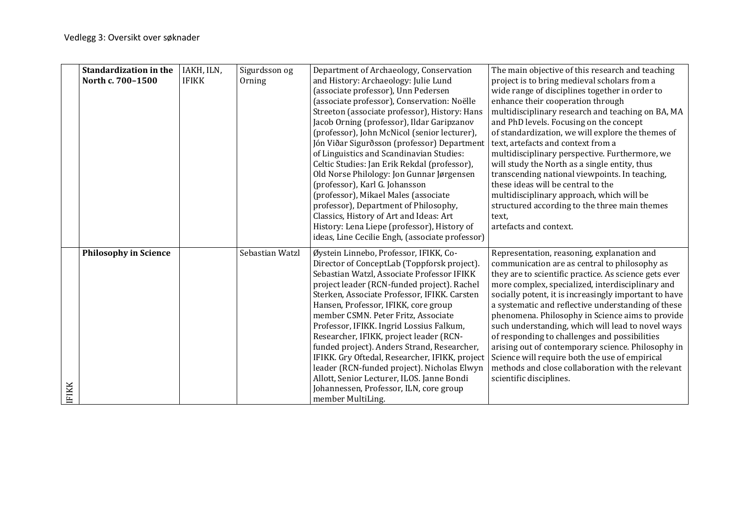Vedlegg 3: Oversikt over søknader

| | | | | | |
|---|---|---|---|---|---|
| | **Standardization in the North c. 700–1500** | IAKH, ILN, IFIKK | Sigurdsson og Orning | Department of Archaeology, Conservation and History: Archaeology: Julie Lund (associate professor), Unn Pedersen (associate professor), Conservation: Noëlle Streeton (associate professor), History: Hans Jacob Orning (professor), Ildar Garipzanov (professor), John McNicol (senior lecturer), Jón Viðar Sigurðsson (professor) Department of Linguistics and Scandinavian Studies: Celtic Studies: Jan Erik Rekdal (professor), Old Norse Philology: Jon Gunnar Jørgensen (professor), Karl G. Johansson (professor), Mikael Males (associate professor), Department of Philosophy, Classics, History of Art and Ideas: Art History: Lena Liepe (professor), History of ideas, Line Cecilie Engh, (associate professor) | The main objective of this research and teaching project is to bring medieval scholars from a wide range of disciplines together in order to enhance their cooperation through multidisciplinary research and teaching on BA, MA and PhD levels. Focusing on the concept of standardization, we will explore the themes of text, artefacts and context from a multidisciplinary perspective. Furthermore, we will study the North as a single entity, thus transcending national viewpoints. In teaching, these ideas will be central to the multidisciplinary approach, which will be structured according to the three main themes text, artefacts and context. |
| IFIKK | **Philosophy in Science** | | Sebastian Watzl | Øystein Linnebo, Professor, IFIKK, Co-Director of ConceptLab (Toppforsk project). Sebastian Watzl, Associate Professor IFIKK project leader (RCN-funded project). Rachel Sterken, Associate Professor, IFIKK. Carsten Hansen, Professor, IFIKK, core group member CSMN. Peter Fritz, Associate Professor, IFIKK. Ingrid Lossius Falkum, Researcher, IFIKK, project leader (RCN-funded project). Anders Strand, Researcher, IFIKK. Gry Oftedal, Researcher, IFIKK, project leader (RCN-funded project). Nicholas Elwyn Allott, Senior Lecturer, ILOS. Janne Bondi Johannessen, Professor, ILN, core group member MultiLing. | Representation, reasoning, explanation and communication are as central to philosophy as they are to scientific practice. As science gets ever more complex, specialized, interdisciplinary and socially potent, it is increasingly important to have a systematic and reflective understanding of these phenomena. Philosophy in Science aims to provide such understanding, which will lead to novel ways of responding to challenges and possibilities arising out of contemporary science. Philosophy in Science will require both the use of empirical methods and close collaboration with the relevant scientific disciplines. |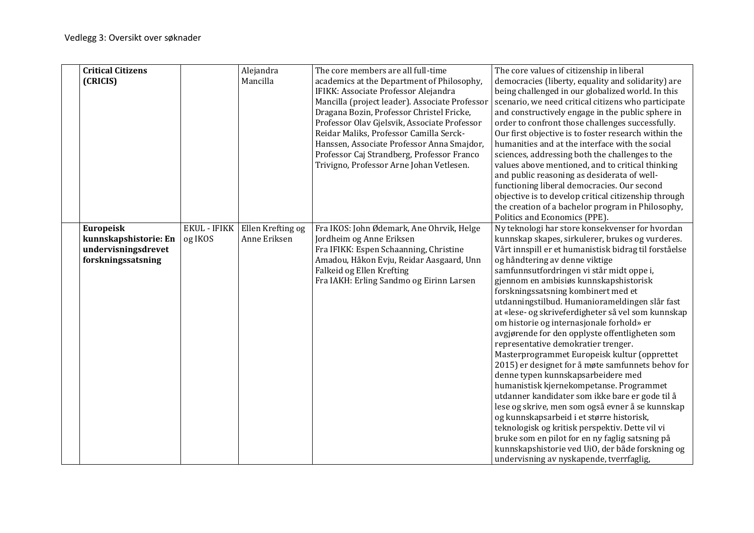Vedlegg 3: Oversikt over søknader

| | | | | | |
|---|---|---|---|---|---|
| | **Critical Citizens (CRICIS)** | | Alejandra Mancilla | The core members are all full-time academics at the Department of Philosophy, IFIKK: Associate Professor Alejandra Mancilla (project leader). Associate Professor Dragana Bozin, Professor Christel Fricke, Professor Olav Gjelsvik, Associate Professor Reidar Maliks, Professor Camilla Serck-Hanssen, Associate Professor Anna Smajdor, Professor Caj Strandberg, Professor Franco Trivigno, Professor Arne Johan Vetlesen. | The core values of citizenship in liberal democracies (liberty, equality and solidarity) are being challenged in our globalized world. In this scenario, we need critical citizens who participate and constructively engage in the public sphere in order to confront those challenges successfully. Our first objective is to foster research within the humanities and at the interface with the social sciences, addressing both the challenges to the values above mentioned, and to critical thinking and public reasoning as desiderata of well-functioning liberal democracies. Our second objective is to develop critical citizenship through the creation of a bachelor program in Philosophy, Politics and Economics (PPE). |
| | **Europeisk kunnskapshistorie: En undervisningsdrevet forskningssatsning** | EKUL - IFIKK og IKOS | Ellen Krefting og Anne Eriksen | Fra IKOS: John Ødemark, Ane Ohrvik, Helge Jordheim og Anne Eriksen<br>Fra IFIKK: Espen Schaanning, Christine Amadou, Håkon Evju, Reidar Aasgaard, Unn Falkeid og Ellen Krefting<br>Fra IAKH: Erling Sandmo og Eirinn Larsen | Ny teknologi har store konsekvenser for hvordan kunnskap skapes, sirkulerer, brukes og vurderes. Vårt innspill er et humanistisk bidrag til forståelse og håndtering av denne viktige samfunnsutfordringen vi står midt oppe i, gjennom en ambisiøs kunnskapshistorisk forskningssatsning kombinert med et utdanningstilbud. Humaniorameldingen slår fast at «lese- og skriveferdigheter så vel som kunnskap om historie og internasjonale forhold» er avgjørende for den opplyste offentligheten som representative demokratier trenger. Masterprogrammet Europeisk kultur (opprettet 2015) er designet for å møte samfunnets behov for denne typen kunnskapsarbeidere med humanistisk kjernekompetanse. Programmet utdanner kandidater som ikke bare er gode til å lese og skrive, men som også evner å se kunnskap og kunnskapsarbeid i et større historisk, teknologisk og kritisk perspektiv. Dette vil vi bruke som en pilot for en ny faglig satsning på kunnskapshistorie ved UiO, der både forskning og undervisning av nyskapende, tverrfaglig, |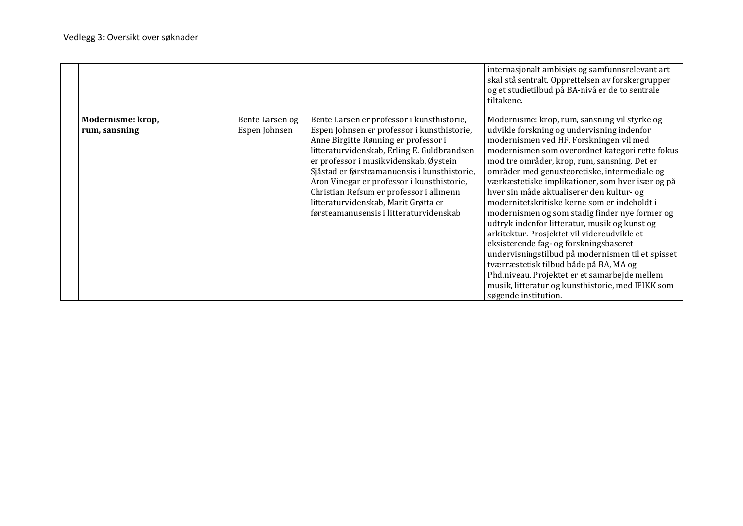| | | | | | |
|---|---|---|---|---|---|
| | | | | | internasjonalt ambisiøs og samfunnsrelevant art skal stå sentralt. Opprettelsen av forskergrupper og et studietilbud på BA-nivå er de to sentrale tiltakene. |
| | **Modernisme: krop, rum, sansning** | | Bente Larsen og Espen Johnsen | Bente Larsen er professor i kunsthistorie, Espen Johnsen er professor i kunsthistorie, Anne Birgitte Rønning er professor i litteraturvidenskab, Erling E. Guldbrandsen er professor i musikvidenskab, Øystein Sjåstad er førsteamanuensis i kunsthistorie, Aron Vinegar er professor i kunsthistorie, Christian Refsum er professor i allmenn litteraturvidenskab, Marit Grøtta er førsteamanusensis i litteraturvidenskab | Modernisme: krop, rum, sansning vil styrke og udvikle forskning og undervisning indenfor modernismen ved HF. Forskningen vil med modernismen som overordnet kategori rette fokus mod tre områder, krop, rum, sansning. Det er områder med genusteoretiske, intermediale og værkæstetiske implikationer, som hver især og på hver sin måde aktualiserer den kultur- og modernitetskritiske kerne som er indeholdt i modernismen og som stadig finder nye former og udtryk indenfor litteratur, musik og kunst og arkitektur. Prosjektet vil videreudvikle et eksisterende fag- og forskningsbaseret undervisningstilbud på modernismen til et spisset tværæstetisk tilbud både på BA, MA og Phd.niveau. Projektet er et samarbejde mellem musik, litteratur og kunsthistorie, med IFIKK som søgende institution. |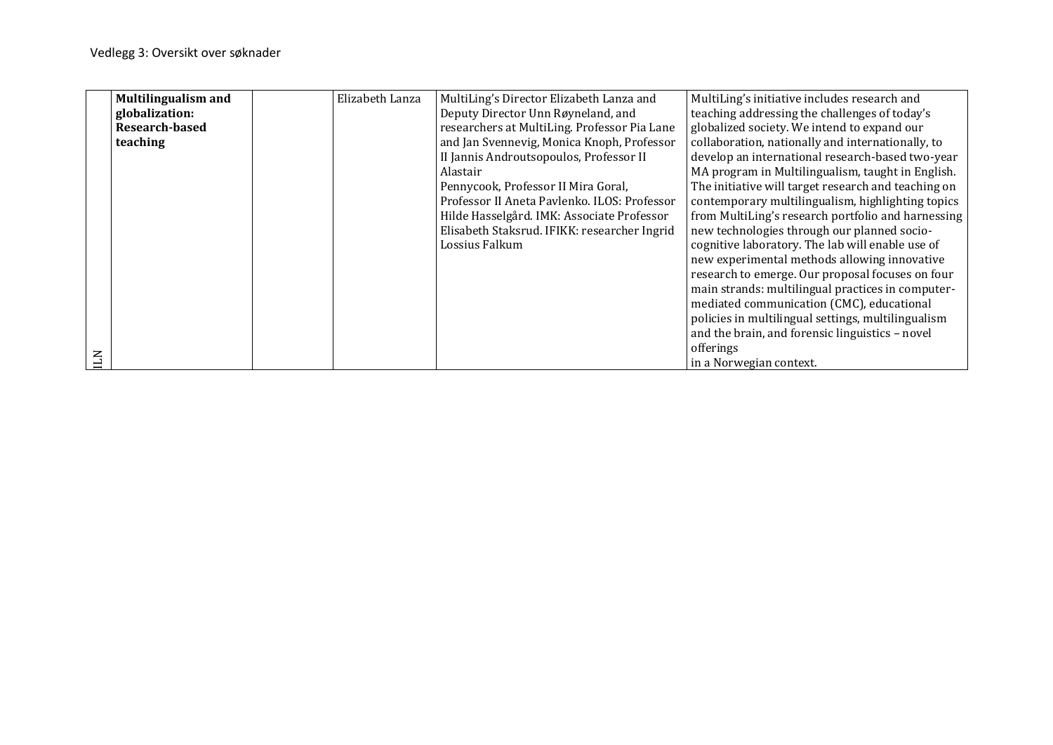| | | | | | |
|---|---|---|---|---|---|
| ILN | **Multilingualism and globalization: Research-based teaching** | | Elizabeth Lanza | MultiLing's Director Elizabeth Lanza and Deputy Director Unn Røyneland, and researchers at MultiLing. Professor Pia Lane and Jan Svennevig, Monica Knoph, Professor II Jannis Androutsopoulos, Professor II Alastair Pennycook, Professor II Mira Goral, Professor II Aneta Pavlenko. ILOS: Professor Hilde Hasselgård. IMK: Associate Professor Elisabeth Staksrud. IFIKK: researcher Ingrid Lossius Falkum | MultiLing's initiative includes research and teaching addressing the challenges of today's globalized society. We intend to expand our collaboration, nationally and internationally, to develop an international research-based two-year MA program in Multilingualism, taught in English. The initiative will target research and teaching on contemporary multilingualism, highlighting topics from MultiLing's research portfolio and harnessing new technologies through our planned socio-cognitive laboratory. The lab will enable use of new experimental methods allowing innovative research to emerge. Our proposal focuses on four main strands: multilingual practices in computer-mediated communication (CMC), educational policies in multilingual settings, multilingualism and the brain, and forensic linguistics – novel offerings in a Norwegian context. |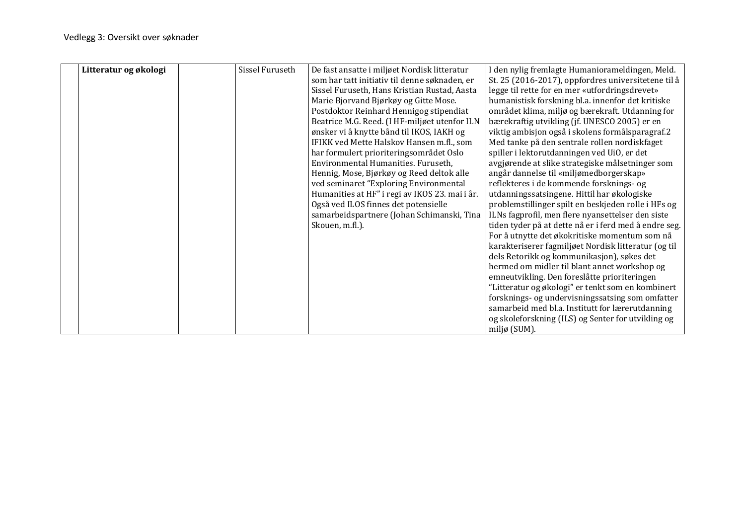Vedlegg 3: Oversikt over søknader

| | | | | | |
|---|---|---|---|---|---|
| | **Litteratur og økologi** | | Sissel Furuseth | De fast ansatte i miljøet Nordisk litteratur som har tatt initiativ til denne søknaden, er Sissel Furuseth, Hans Kristian Rustad, Aasta Marie Bjorvand Bjørkøy og Gitte Mose. Postdoktor Reinhard Hennigog stipendiat Beatrice M.G. Reed. (I HF-miljøet utenfor ILN ønsker vi å knytte bånd til IKOS, IAKH og IFIKK ved Mette Halskov Hansen m.fl., som har formulert prioriteringsområdet Oslo Environmental Humanities. Furuseth, Hennig, Mose, Bjørkøy og Reed deltok alle ved seminaret "Exploring Environmental Humanities at HF" i regi av IKOS 23. mai i år. Også ved ILOS finnes det potensielle samarbeidspartnere (Johan Schimanski, Tina Skouen, m.fl.). | I den nylig fremlagte Humaniorameldingen, Meld. St. 25 (2016-2017), oppfordres universitetene til å legge til rette for en mer «utfordringsdrevet» humanistisk forskning bl.a. innenfor det kritiske området klima, miljø og bærekraft. Utdanning for bærekraftig utvikling (jf. UNESCO 2005) er en viktig ambisjon også i skolens formålsparagraf.2 Med tanke på den sentrale rollen nordiskfaget spiller i lektorutdanningen ved UiO, er det avgjørende at slike strategiske målsetninger som angår dannelse til «miljømedborgerskap» reflekteres i de kommende forsknings- og utdanningssatsingene. Hittil har økologiske problemstillinger spilt en beskjeden rolle i HFs og ILNs fagprofil, men flere nyansettelser den siste tiden tyder på at dette nå er i ferd med å endre seg. For å utnytte det økokritiske momentum som nå karakteriserer fagmiljøet Nordisk litteratur (og til dels Retorikk og kommunikasjon), søkes det hermed om midler til blant annet workshop og emneutvikling. Den foreslåtte prioriteringen "Litteratur og økologi" er tenkt som en kombinert forsknings- og undervisningssatsing som omfatter samarbeid med bl.a. Institutt for lærerutdanning og skoleforskning (ILS) og Senter for utvikling og miljø (SUM). |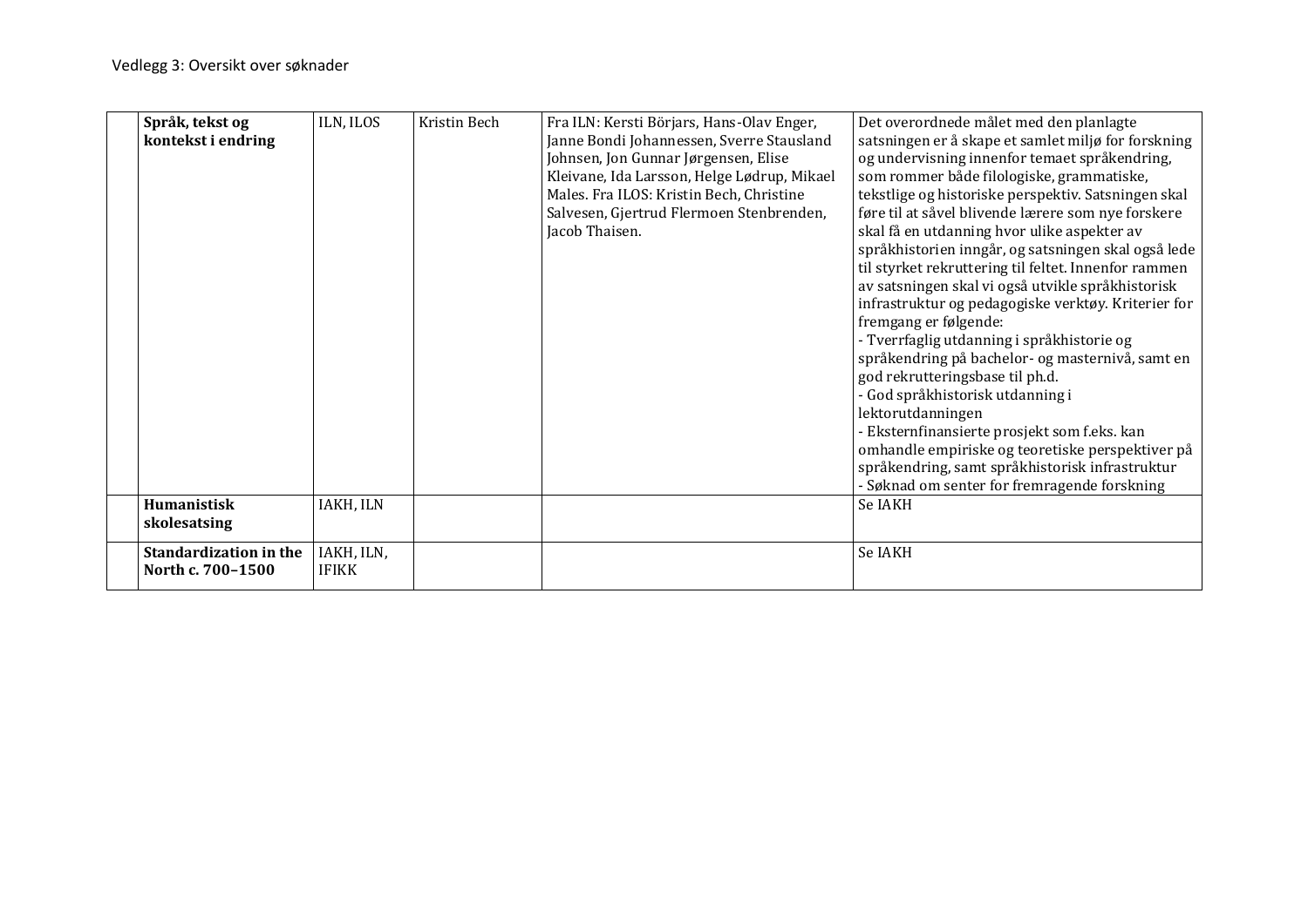| | | | | | |
|---|---|---|---|---|---|
| | **Språk, tekst og kontekst i endring** | ILN, ILOS | Kristin Bech | Fra ILN: Kersti Börjars, Hans-Olav Enger, Janne Bondi Johannessen, Sverre Stausland Johnsen, Jon Gunnar Jørgensen, Elise Kleivane, Ida Larsson, Helge Lødrup, Mikael Males. Fra ILOS: Kristin Bech, Christine Salvesen, Gjertrud Flermoen Stenbrenden, Jacob Thaisen. | Det overordnede målet med den planlagte satsningen er å skape et samlet miljø for forskning og undervisning innenfor temaet språkendring, som rommer både filologiske, grammatiske, tekstlige og historiske perspektiv. Satsningen skal føre til at såvel blivende lærere som nye forskere skal få en utdanning hvor ulike aspekter av språkhistorien inngår, og satsningen skal også lede til styrket rekruttering til feltet. Innenfor rammen av satsningen skal vi også utvikle språkhistorisk infrastruktur og pedagogiske verktøy. Kriterier for fremgang er følgende:<br>- Tverrfaglig utdanning i språkhistorie og språkendring på bachelor- og masternivå, samt en god rekrutteringsbase til ph.d.<br>- God språkhistorisk utdanning i lektorutdanningen<br>- Eksternfinansierte prosjekt som f.eks. kan omhandle empiriske og teoretiske perspektiver på språkendring, samt språkhistorisk infrastruktur<br>- Søknad om senter for fremragende forskning |
| | **Humanistisk skolesatsing** | IAKH, ILN | | | Se IAKH |
| | **Standardization in the North c. 700–1500** | IAKH, ILN, IFIKK | | | Se IAKH |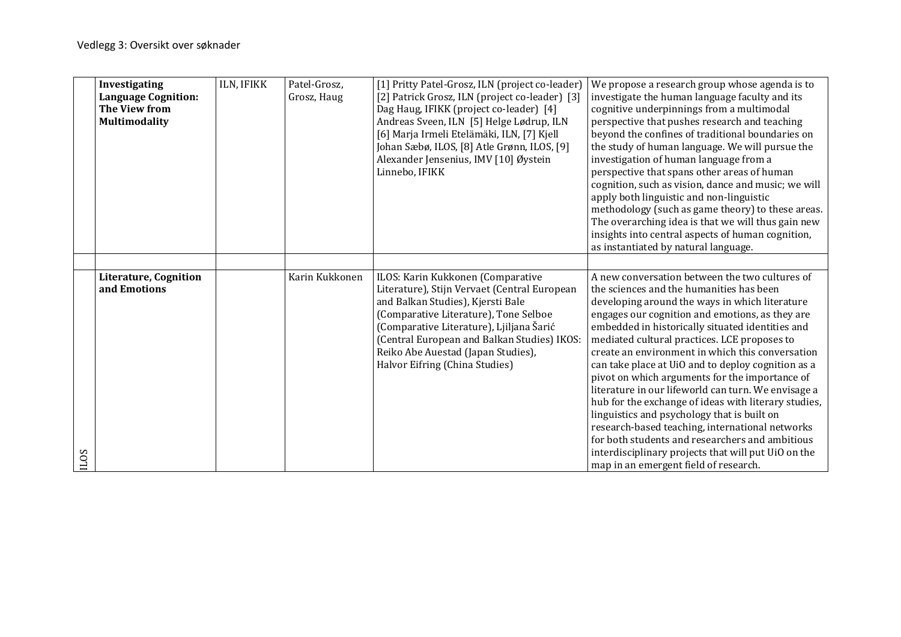Vedlegg 3: Oversikt over søknader

| | | | | | |
|---|---|---|---|---|---|
| | **Investigating Language Cognition: The View from Multimodality** | ILN, IFIKK | Patel-Grosz, Grosz, Haug | [1] Pritty Patel-Grosz, ILN (project co-leader) [2] Patrick Grosz, ILN (project co-leader) [3] Dag Haug, IFIKK (project co-leader) [4] Andreas Sveen, ILN [5] Helge Lødrup, ILN [6] Marja Irmeli Etelämäki, ILN, [7] Kjell Johan Sæbø, ILOS, [8] Atle Grønn, ILOS, [9] Alexander Jensenius, IMV [10] Øystein Linnebo, IFIKK | We propose a research group whose agenda is to investigate the human language faculty and its cognitive underpinnings from a multimodal perspective that pushes research and teaching beyond the confines of traditional boundaries on the study of human language. We will pursue the investigation of human language from a perspective that spans other areas of human cognition, such as vision, dance and music; we will apply both linguistic and non-linguistic methodology (such as game theory) to these areas. The overarching idea is that we will thus gain new insights into central aspects of human cognition, as instantiated by natural language. |
| | | | | | |
| ILOS | **Literature, Cognition and Emotions** | | Karin Kukkonen | ILOS: Karin Kukkonen (Comparative Literature), Stijn Vervaet (Central European and Balkan Studies), Kjersti Bale (Comparative Literature), Tone Selboe (Comparative Literature), Ljiljana Šarić (Central European and Balkan Studies) IKOS: Reiko Abe Auestad (Japan Studies), Halvor Eifring (China Studies) | A new conversation between the two cultures of the sciences and the humanities has been developing around the ways in which literature engages our cognition and emotions, as they are embedded in historically situated identities and mediated cultural practices. LCE proposes to create an environment in which this conversation can take place at UiO and to deploy cognition as a pivot on which arguments for the importance of literature in our lifeworld can turn. We envisage a hub for the exchange of ideas with literary studies, linguistics and psychology that is built on research-based teaching, international networks for both students and researchers and ambitious interdisciplinary projects that will put UiO on the map in an emergent field of research. |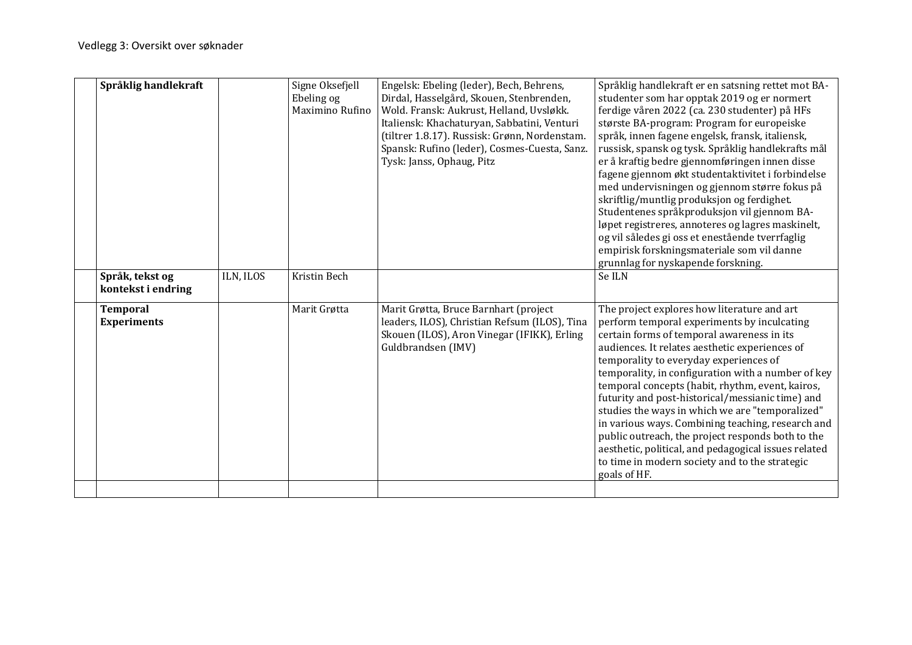Vedlegg 3: Oversikt over søknader

| | | | | | |
|---|---|---|---|---|---|
| | **Språklig handlekraft** | | Signe Oksefjell Ebeling og Maximino Rufino | Engelsk: Ebeling (leder), Bech, Behrens, Dirdal, Hasselgård, Skouen, Stenbrenden, Wold. Fransk: Aukrust, Helland, Uvsløkk. Italiensk: Khachaturyan, Sabbatini, Venturi (tiltrer 1.8.17). Russisk: Grønn, Nordenstam. Spansk: Rufino (leder), Cosmes-Cuesta, Sanz. Tysk: Janss, Ophaug, Pitz | Språklig handlekraft er en satsning rettet mot BA-studenter som har opptak 2019 og er normert ferdige våren 2022 (ca. 230 studenter) på HFs største BA-program: Program for europeiske språk, innen fagene engelsk, fransk, italiensk, russisk, spansk og tysk. Språklig handlekrafts mål er å kraftig bedre gjennomføringen innen disse fagene gjennom økt studentaktivitet i forbindelse med undervisningen og gjennom større fokus på skriftlig/muntlig produksjon og ferdighet. Studentenes språkproduksjon vil gjennom BA-løpet registreres, annoteres og lagres maskinelt, og vil således gi oss et enestående tverrfaglig empirisk forskningsmateriale som vil danne grunnlag for nyskapende forskning. |
| | **Språk, tekst og kontekst i endring** | ILN, ILOS | Kristin Bech | | Se ILN |
| | **Temporal Experiments** | | Marit Grøtta | Marit Grøtta, Bruce Barnhart (project leaders, ILOS), Christian Refsum (ILOS), Tina Skouen (ILOS), Aron Vinegar (IFIKK), Erling Guldbrandsen (IMV) | The project explores how literature and art perform temporal experiments by inculcating certain forms of temporal awareness in its audiences. It relates aesthetic experiences of temporality to everyday experiences of temporality, in configuration with a number of key temporal concepts (habit, rhythm, event, kairos, futurity and post-historical/messianic time) and studies the ways in which we are "temporalized" in various ways. Combining teaching, research and public outreach, the project responds both to the aesthetic, political, and pedagogical issues related to time in modern society and to the strategic goals of HF. |
| | | | | | |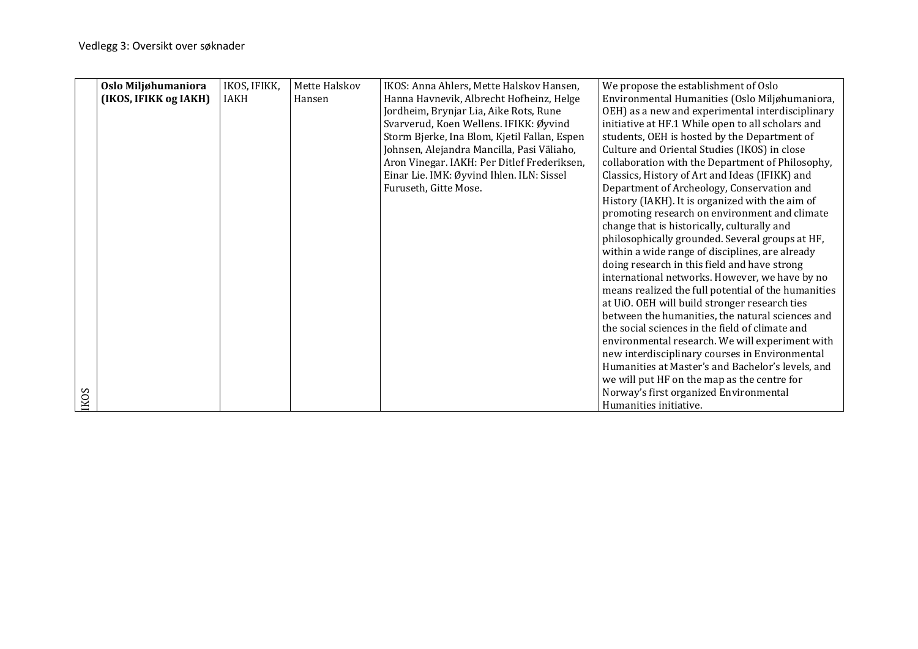Vedlegg 3: Oversikt over søknader

| | | | | | |
|---|---|---|---|---|---|
| IKOS | **Oslo Miljøhumaniora (IKOS, IFIKK og IAKH)** | IKOS, IFIKK, IAKH | Mette Halskov Hansen | IKOS: Anna Ahlers, Mette Halskov Hansen, Hanna Havnevik, Albrecht Hofheinz, Helge Jordheim, Brynjar Lia, Aike Rots, Rune Svarverud, Koen Wellens. IFIKK: Øyvind Storm Bjerke, Ina Blom, Kjetil Fallan, Espen Johnsen, Alejandra Mancilla, Pasi Väliaho, Aron Vinegar. IAKH: Per Ditlef Frederiksen, Einar Lie. IMK: Øyvind Ihlen. ILN: Sissel Furuseth, Gitte Mose. | We propose the establishment of Oslo Environmental Humanities (Oslo Miljøhumaniora, OEH) as a new and experimental interdisciplinary initiative at HF.1 While open to all scholars and students, OEH is hosted by the Department of Culture and Oriental Studies (IKOS) in close collaboration with the Department of Philosophy, Classics, History of Art and Ideas (IFIKK) and Department of Archeology, Conservation and History (IAKH). It is organized with the aim of promoting research on environment and climate change that is historically, culturally and philosophically grounded. Several groups at HF, within a wide range of disciplines, are already doing research in this field and have strong international networks. However, we have by no means realized the full potential of the humanities at UiO. OEH will build stronger research ties between the humanities, the natural sciences and the social sciences in the field of climate and environmental research. We will experiment with new interdisciplinary courses in Environmental Humanities at Master's and Bachelor's levels, and we will put HF on the map as the centre for Norway's first organized Environmental Humanities initiative. |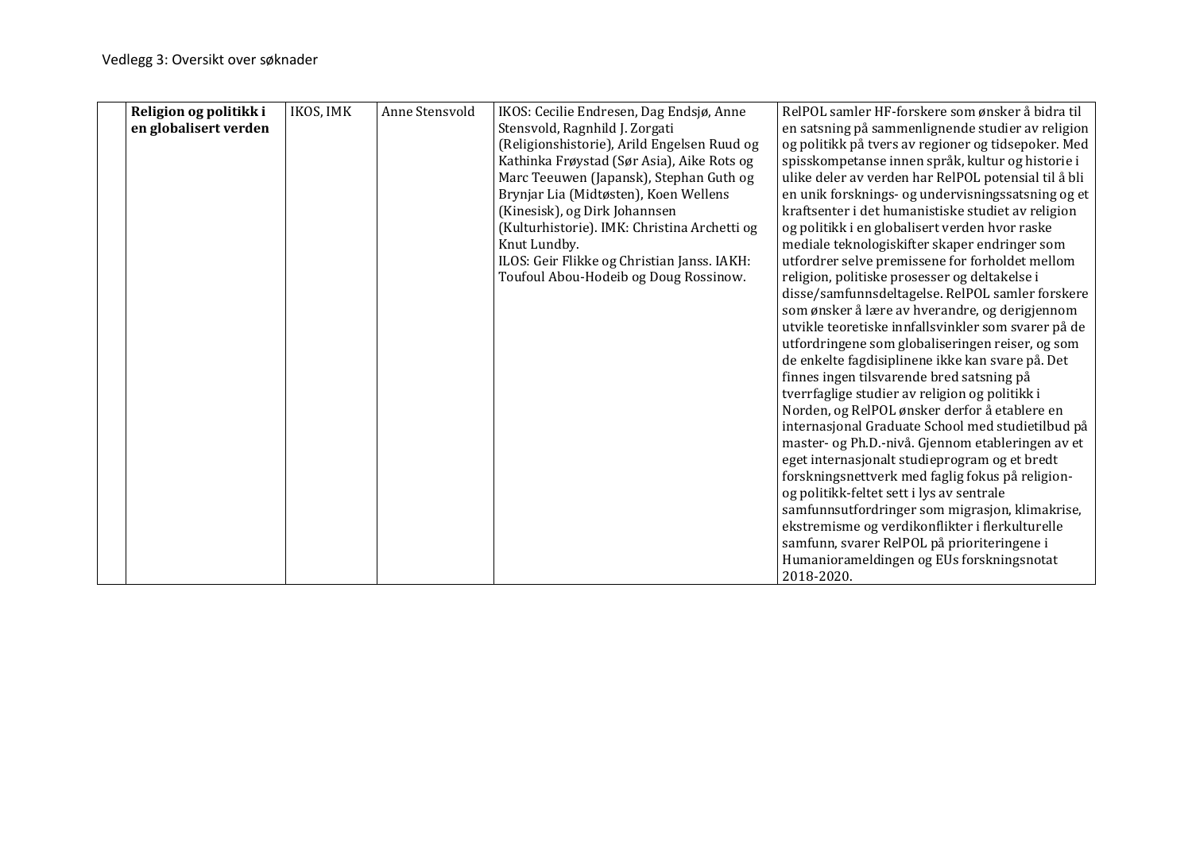| | | | | | |
|---|---|---|---|---|---|
| | **Religion og politikk i en globalisert verden** | IKOS, IMK | Anne Stensvold | IKOS: Cecilie Endresen, Dag Endsjø, Anne Stensvold, Ragnhild J. Zorgati (Religionshistorie), Arild Engelsen Ruud og Kathinka Frøystad (Sør Asia), Aike Rots og Marc Teeuwen (Japansk), Stephan Guth og Brynjar Lia (Midtøsten), Koen Wellens (Kinesisk), og Dirk Johannsen (Kulturhistorie). IMK: Christina Archetti og Knut Lundby.<br>ILOS: Geir Flikke og Christian Janss. IAKH: Toufoul Abou-Hodeib og Doug Rossinow. | RelPOL samler HF-forskere som ønsker å bidra til en satsning på sammenlignende studier av religion og politikk på tvers av regioner og tidsepoker. Med spisskompetanse innen språk, kultur og historie i ulike deler av verden har RelPOL potensial til å bli en unik forsknings- og undervisningssatsning og et kraftsenter i det humanistiske studiet av religion og politikk i en globalisert verden hvor raske mediale teknologiskifter skaper endringer som utfordrer selve premissene for forholdet mellom religion, politiske prosesser og deltakelse i disse/samfunnsdeltagelse. RelPOL samler forskere som ønsker å lære av hverandre, og derigjennom utvikle teoretiske innfallsvinkler som svarer på de utfordringene som globaliseringen reiser, og som de enkelte fagdisiplinene ikke kan svare på. Det finnes ingen tilsvarende bred satsning på tverrfaglige studier av religion og politikk i Norden, og RelPOL ønsker derfor å etablere en internasjonal Graduate School med studietilbud på master- og Ph.D.-nivå. Gjennom etableringen av et eget internasjonalt studieprogram og et bredt forskningsnettverk med faglig fokus på religion- og politikk-feltet sett i lys av sentrale samfunnsutfordringer som migrasjon, klimakrise, ekstremisme og verdikonflikter i flerkulturelle samfunn, svarer RelPOL på prioriteringene i Humaniorameldingen og EUs forskningsnotat 2018-2020. |